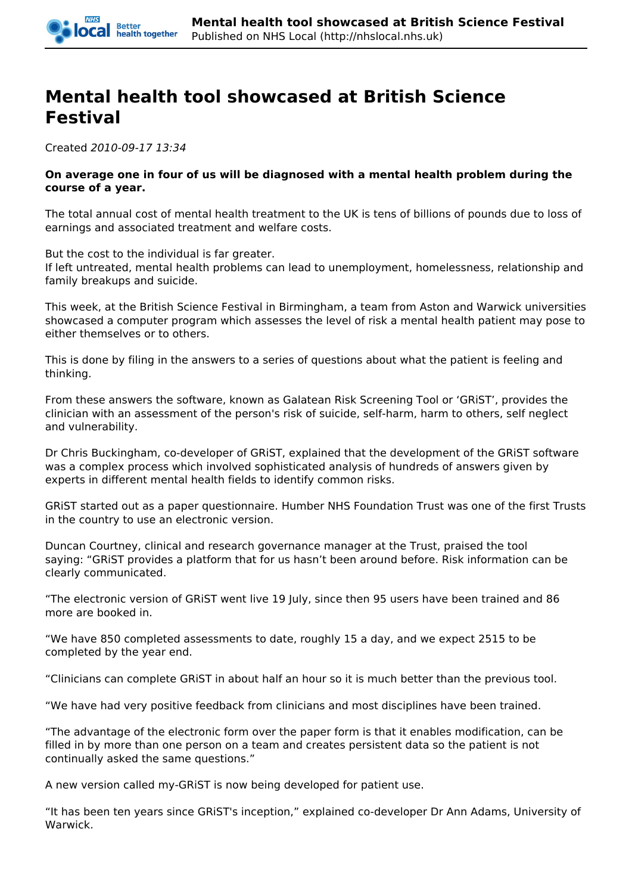# Mental health tool showcased at British Science Festival

Created *2010-09-17 13:34*

**On average one in four of us will be diagnosed with a mental health problem during the course of a year.**

The total annual cost of mental health treatment to the UK is tens of billions of pounds due to loss of earnings and associated treatment and welfare costs.

But the cost to the individual is far greater.
If left untreated, mental health problems can lead to unemployment, homelessness, relationship and family breakups and suicide.

This week, at the British Science Festival in Birmingham, a team from Aston and Warwick universities showcased a computer program which assesses the level of risk a mental health patient may pose to either themselves or to others.

This is done by filing in the answers to a series of questions about what the patient is feeling and thinking.

From these answers the software, known as Galatean Risk Screening Tool or 'GRiST', provides the clinician with an assessment of the person's risk of suicide, self-harm, harm to others, self neglect and vulnerability.

Dr Chris Buckingham, co-developer of GRiST, explained that the development of the GRiST software was a complex process which involved sophisticated analysis of hundreds of answers given by experts in different mental health fields to identify common risks.

GRiST started out as a paper questionnaire. Humber NHS Foundation Trust was one of the first Trusts in the country to use an electronic version.

Duncan Courtney, clinical and research governance manager at the Trust, praised the tool saying: "GRiST provides a platform that for us hasn't been around before. Risk information can be clearly communicated.

"The electronic version of GRiST went live 19 July, since then 95 users have been trained and 86 more are booked in.

"We have 850 completed assessments to date, roughly 15 a day, and we expect 2515 to be completed by the year end.

"Clinicians can complete GRiST in about half an hour so it is much better than the previous tool.

"We have had very positive feedback from clinicians and most disciplines have been trained.

"The advantage of the electronic form over the paper form is that it enables modification, can be filled in by more than one person on a team and creates persistent data so the patient is not continually asked the same questions."

A new version called my-GRiST is now being developed for patient use.

"It has been ten years since GRiST's inception," explained co-developer Dr Ann Adams, University of Warwick.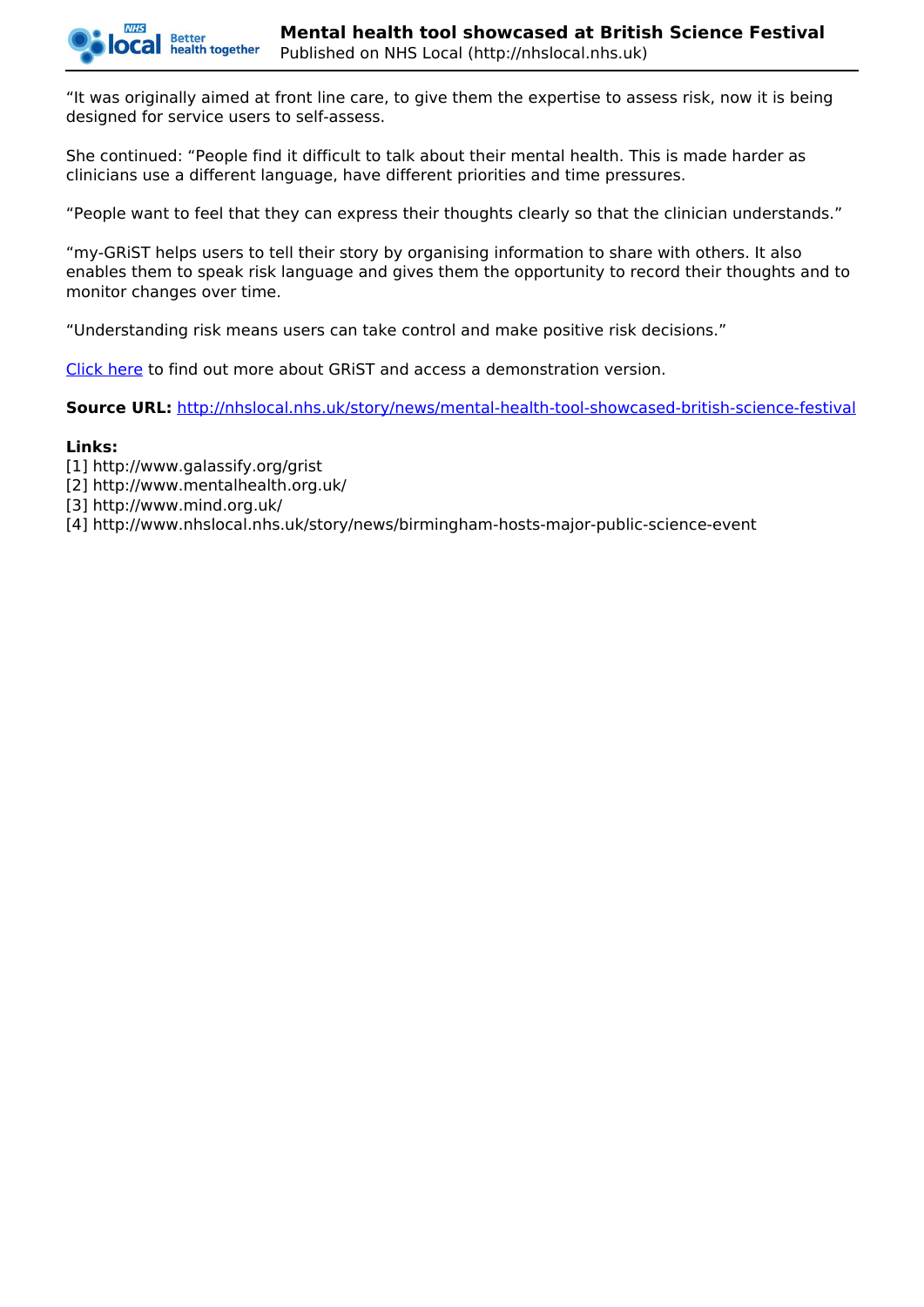"It was originally aimed at front line care, to give them the expertise to assess risk, now it is being designed for service users to self-assess.

She continued: "People find it difficult to talk about their mental health. This is made harder as clinicians use a different language, have different priorities and time pressures.

"People want to feel that they can express their thoughts clearly so that the clinician understands."

"my-GRiST helps users to tell their story by organising information to share with others. It also enables them to speak risk language and gives them the opportunity to record their thoughts and to monitor changes over time.

"Understanding risk means users can take control and make positive risk decisions."

Click here to find out more about GRiST and access a demonstration version.

**Source URL:** http://nhslocal.nhs.uk/story/news/mental-health-tool-showcased-british-science-festival

**Links:**
[1] http://www.galassify.org/grist
[2] http://www.mentalhealth.org.uk/
[3] http://www.mind.org.uk/
[4] http://www.nhslocal.nhs.uk/story/news/birmingham-hosts-major-public-science-event